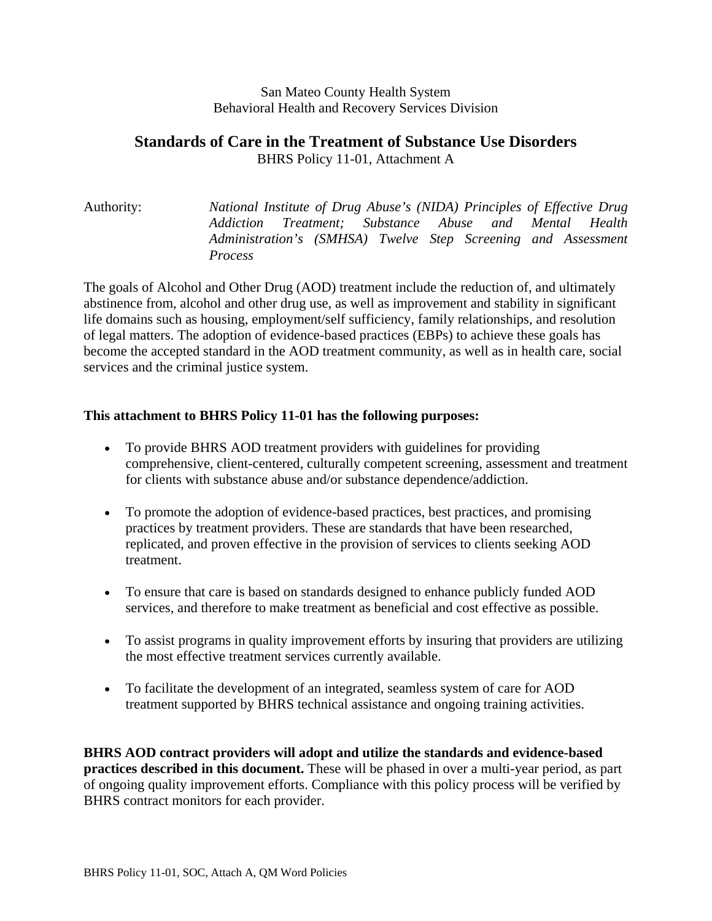San Mateo County Health System
Behavioral Health and Recovery Services Division

# Standards of Care in the Treatment of Substance Use Disorders

BHRS Policy 11-01, Attachment A

Authority: *National Institute of Drug Abuse's (NIDA) Principles of Effective Drug Addiction Treatment; Substance Abuse and Mental Health Administration's (SMHSA) Twelve Step Screening and Assessment Process*

The goals of Alcohol and Other Drug (AOD) treatment include the reduction of, and ultimately abstinence from, alcohol and other drug use, as well as improvement and stability in significant life domains such as housing, employment/self sufficiency, family relationships, and resolution of legal matters. The adoption of evidence-based practices (EBPs) to achieve these goals has become the accepted standard in the AOD treatment community, as well as in health care, social services and the criminal justice system.

**This attachment to BHRS Policy 11-01 has the following purposes:**

- To provide BHRS AOD treatment providers with guidelines for providing comprehensive, client-centered, culturally competent screening, assessment and treatment for clients with substance abuse and/or substance dependence/addiction.
- To promote the adoption of evidence-based practices, best practices, and promising practices by treatment providers. These are standards that have been researched, replicated, and proven effective in the provision of services to clients seeking AOD treatment.
- To ensure that care is based on standards designed to enhance publicly funded AOD services, and therefore to make treatment as beneficial and cost effective as possible.
- To assist programs in quality improvement efforts by insuring that providers are utilizing the most effective treatment services currently available.
- To facilitate the development of an integrated, seamless system of care for AOD treatment supported by BHRS technical assistance and ongoing training activities.

**BHRS AOD contract providers will adopt and utilize the standards and evidence-based practices described in this document.** These will be phased in over a multi-year period, as part of ongoing quality improvement efforts. Compliance with this policy process will be verified by BHRS contract monitors for each provider.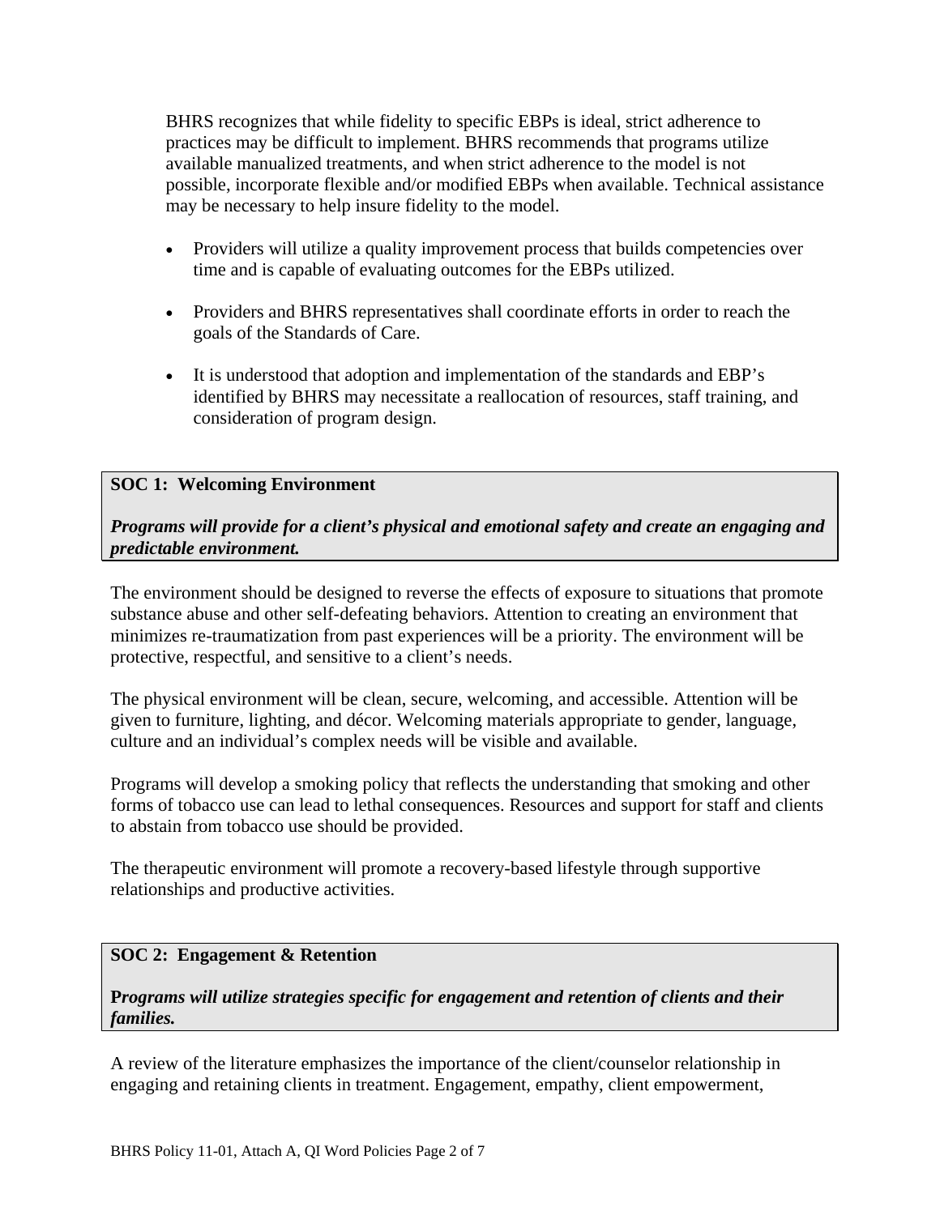BHRS recognizes that while fidelity to specific EBPs is ideal, strict adherence to practices may be difficult to implement. BHRS recommends that programs utilize available manualized treatments, and when strict adherence to the model is not possible, incorporate flexible and/or modified EBPs when available. Technical assistance may be necessary to help insure fidelity to the model.

- Providers will utilize a quality improvement process that builds competencies over time and is capable of evaluating outcomes for the EBPs utilized.
- Providers and BHRS representatives shall coordinate efforts in order to reach the goals of the Standards of Care.
- It is understood that adoption and implementation of the standards and EBP's identified by BHRS may necessitate a reallocation of resources, staff training, and consideration of program design.

## SOC 1: Welcoming Environment

***Programs will provide for a client's physical and emotional safety and create an engaging and predictable environment.***

The environment should be designed to reverse the effects of exposure to situations that promote substance abuse and other self-defeating behaviors. Attention to creating an environment that minimizes re-traumatization from past experiences will be a priority. The environment will be protective, respectful, and sensitive to a client's needs.

The physical environment will be clean, secure, welcoming, and accessible. Attention will be given to furniture, lighting, and décor. Welcoming materials appropriate to gender, language, culture and an individual's complex needs will be visible and available.

Programs will develop a smoking policy that reflects the understanding that smoking and other forms of tobacco use can lead to lethal consequences. Resources and support for staff and clients to abstain from tobacco use should be provided.

The therapeutic environment will promote a recovery-based lifestyle through supportive relationships and productive activities.

## SOC 2: Engagement & Retention

***Programs will utilize strategies specific for engagement and retention of clients and their families.***

A review of the literature emphasizes the importance of the client/counselor relationship in engaging and retaining clients in treatment. Engagement, empathy, client empowerment,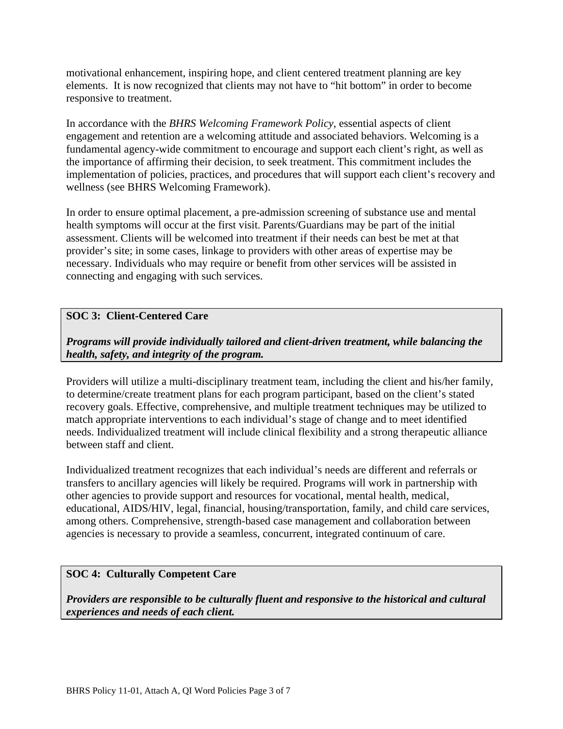motivational enhancement, inspiring hope, and client centered treatment planning are key elements. It is now recognized that clients may not have to "hit bottom" in order to become responsive to treatment.

In accordance with the *BHRS Welcoming Framework Policy*, essential aspects of client engagement and retention are a welcoming attitude and associated behaviors. Welcoming is a fundamental agency-wide commitment to encourage and support each client's right, as well as the importance of affirming their decision, to seek treatment. This commitment includes the implementation of policies, practices, and procedures that will support each client's recovery and wellness (see BHRS Welcoming Framework).

In order to ensure optimal placement, a pre-admission screening of substance use and mental health symptoms will occur at the first visit. Parents/Guardians may be part of the initial assessment. Clients will be welcomed into treatment if their needs can best be met at that provider's site; in some cases, linkage to providers with other areas of expertise may be necessary. Individuals who may require or benefit from other services will be assisted in connecting and engaging with such services.

**SOC 3: Client-Centered Care**

***Programs will provide individually tailored and client-driven treatment, while balancing the health, safety, and integrity of the program.***

Providers will utilize a multi-disciplinary treatment team, including the client and his/her family, to determine/create treatment plans for each program participant, based on the client's stated recovery goals. Effective, comprehensive, and multiple treatment techniques may be utilized to match appropriate interventions to each individual's stage of change and to meet identified needs. Individualized treatment will include clinical flexibility and a strong therapeutic alliance between staff and client.

Individualized treatment recognizes that each individual's needs are different and referrals or transfers to ancillary agencies will likely be required. Programs will work in partnership with other agencies to provide support and resources for vocational, mental health, medical, educational, AIDS/HIV, legal, financial, housing/transportation, family, and child care services, among others. Comprehensive, strength-based case management and collaboration between agencies is necessary to provide a seamless, concurrent, integrated continuum of care.

**SOC 4: Culturally Competent Care**

***Providers are responsible to be culturally fluent and responsive to the historical and cultural experiences and needs of each client.***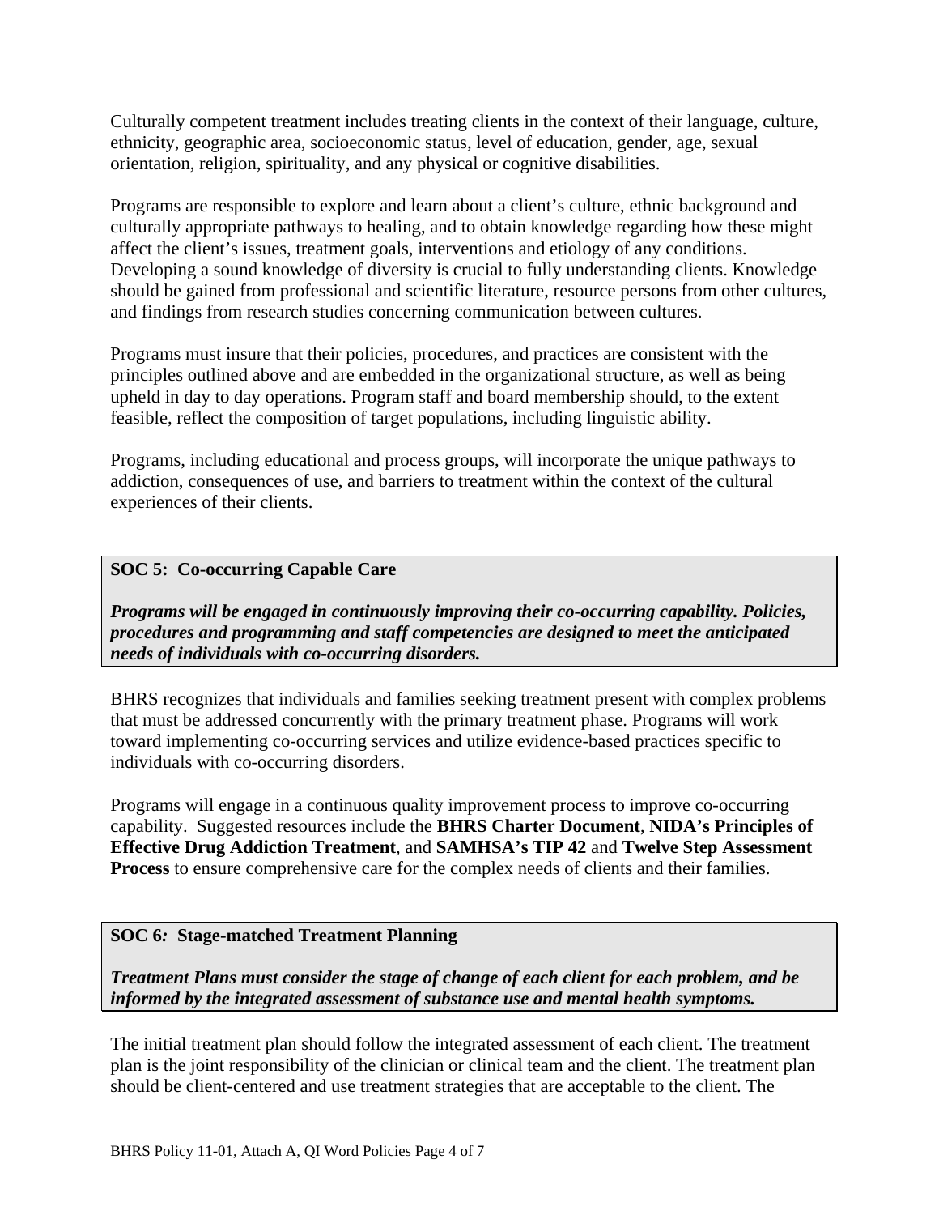Culturally competent treatment includes treating clients in the context of their language, culture, ethnicity, geographic area, socioeconomic status, level of education, gender, age, sexual orientation, religion, spirituality, and any physical or cognitive disabilities.

Programs are responsible to explore and learn about a client's culture, ethnic background and culturally appropriate pathways to healing, and to obtain knowledge regarding how these might affect the client's issues, treatment goals, interventions and etiology of any conditions. Developing a sound knowledge of diversity is crucial to fully understanding clients. Knowledge should be gained from professional and scientific literature, resource persons from other cultures, and findings from research studies concerning communication between cultures.

Programs must insure that their policies, procedures, and practices are consistent with the principles outlined above and are embedded in the organizational structure, as well as being upheld in day to day operations. Program staff and board membership should, to the extent feasible, reflect the composition of target populations, including linguistic ability.

Programs, including educational and process groups, will incorporate the unique pathways to addiction, consequences of use, and barriers to treatment within the context of the cultural experiences of their clients.

**SOC 5: Co-occurring Capable Care**

***Programs will be engaged in continuously improving their co-occurring capability. Policies, procedures and programming and staff competencies are designed to meet the anticipated needs of individuals with co-occurring disorders.***

BHRS recognizes that individuals and families seeking treatment present with complex problems that must be addressed concurrently with the primary treatment phase. Programs will work toward implementing co-occurring services and utilize evidence-based practices specific to individuals with co-occurring disorders.

Programs will engage in a continuous quality improvement process to improve co-occurring capability. Suggested resources include the **BHRS Charter Document**, **NIDA's Principles of Effective Drug Addiction Treatment**, and **SAMHSA's TIP 42** and **Twelve Step Assessment Process** to ensure comprehensive care for the complex needs of clients and their families.

**SOC 6: Stage-matched Treatment Planning**

***Treatment Plans must consider the stage of change of each client for each problem, and be informed by the integrated assessment of substance use and mental health symptoms.***

The initial treatment plan should follow the integrated assessment of each client. The treatment plan is the joint responsibility of the clinician or clinical team and the client. The treatment plan should be client-centered and use treatment strategies that are acceptable to the client. The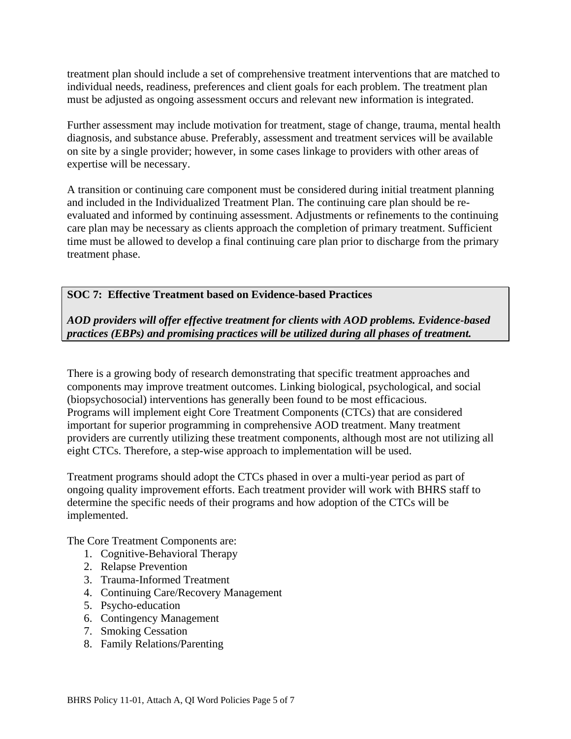treatment plan should include a set of comprehensive treatment interventions that are matched to individual needs, readiness, preferences and client goals for each problem. The treatment plan must be adjusted as ongoing assessment occurs and relevant new information is integrated.

Further assessment may include motivation for treatment, stage of change, trauma, mental health diagnosis, and substance abuse. Preferably, assessment and treatment services will be available on site by a single provider; however, in some cases linkage to providers with other areas of expertise will be necessary.

A transition or continuing care component must be considered during initial treatment planning and included in the Individualized Treatment Plan. The continuing care plan should be re-evaluated and informed by continuing assessment. Adjustments or refinements to the continuing care plan may be necessary as clients approach the completion of primary treatment. Sufficient time must be allowed to develop a final continuing care plan prior to discharge from the primary treatment phase.

**SOC 7: Effective Treatment based on Evidence-based Practices**

***AOD providers will offer effective treatment for clients with AOD problems. Evidence-based practices (EBPs) and promising practices will be utilized during all phases of treatment.***

There is a growing body of research demonstrating that specific treatment approaches and components may improve treatment outcomes. Linking biological, psychological, and social (biopsychosocial) interventions has generally been found to be most efficacious. Programs will implement eight Core Treatment Components (CTCs) that are considered important for superior programming in comprehensive AOD treatment. Many treatment providers are currently utilizing these treatment components, although most are not utilizing all eight CTCs. Therefore, a step-wise approach to implementation will be used.

Treatment programs should adopt the CTCs phased in over a multi-year period as part of ongoing quality improvement efforts. Each treatment provider will work with BHRS staff to determine the specific needs of their programs and how adoption of the CTCs will be implemented.

The Core Treatment Components are:

1. Cognitive-Behavioral Therapy
2. Relapse Prevention
3. Trauma-Informed Treatment
4. Continuing Care/Recovery Management
5. Psycho-education
6. Contingency Management
7. Smoking Cessation
8. Family Relations/Parenting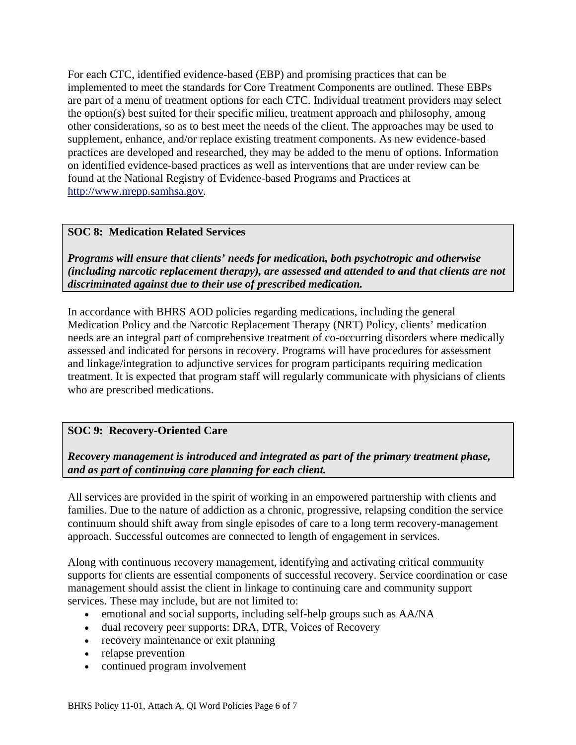For each CTC, identified evidence-based (EBP) and promising practices that can be implemented to meet the standards for Core Treatment Components are outlined. These EBPs are part of a menu of treatment options for each CTC. Individual treatment providers may select the option(s) best suited for their specific milieu, treatment approach and philosophy, among other considerations, so as to best meet the needs of the client. The approaches may be used to supplement, enhance, and/or replace existing treatment components. As new evidence-based practices are developed and researched, they may be added to the menu of options. Information on identified evidence-based practices as well as interventions that are under review can be found at the National Registry of Evidence-based Programs and Practices at http://www.nrepp.samhsa.gov.

**SOC 8: Medication Related Services**

***Programs will ensure that clients' needs for medication, both psychotropic and otherwise (including narcotic replacement therapy), are assessed and attended to and that clients are not discriminated against due to their use of prescribed medication.***

In accordance with BHRS AOD policies regarding medications, including the general Medication Policy and the Narcotic Replacement Therapy (NRT) Policy, clients' medication needs are an integral part of comprehensive treatment of co-occurring disorders where medically assessed and indicated for persons in recovery. Programs will have procedures for assessment and linkage/integration to adjunctive services for program participants requiring medication treatment. It is expected that program staff will regularly communicate with physicians of clients who are prescribed medications.

**SOC 9: Recovery-Oriented Care**

***Recovery management is introduced and integrated as part of the primary treatment phase, and as part of continuing care planning for each client.***

All services are provided in the spirit of working in an empowered partnership with clients and families. Due to the nature of addiction as a chronic, progressive, relapsing condition the service continuum should shift away from single episodes of care to a long term recovery-management approach. Successful outcomes are connected to length of engagement in services.

Along with continuous recovery management, identifying and activating critical community supports for clients are essential components of successful recovery. Service coordination or case management should assist the client in linkage to continuing care and community support services. These may include, but are not limited to:

- emotional and social supports, including self-help groups such as AA/NA
- dual recovery peer supports: DRA, DTR, Voices of Recovery
- recovery maintenance or exit planning
- relapse prevention
- continued program involvement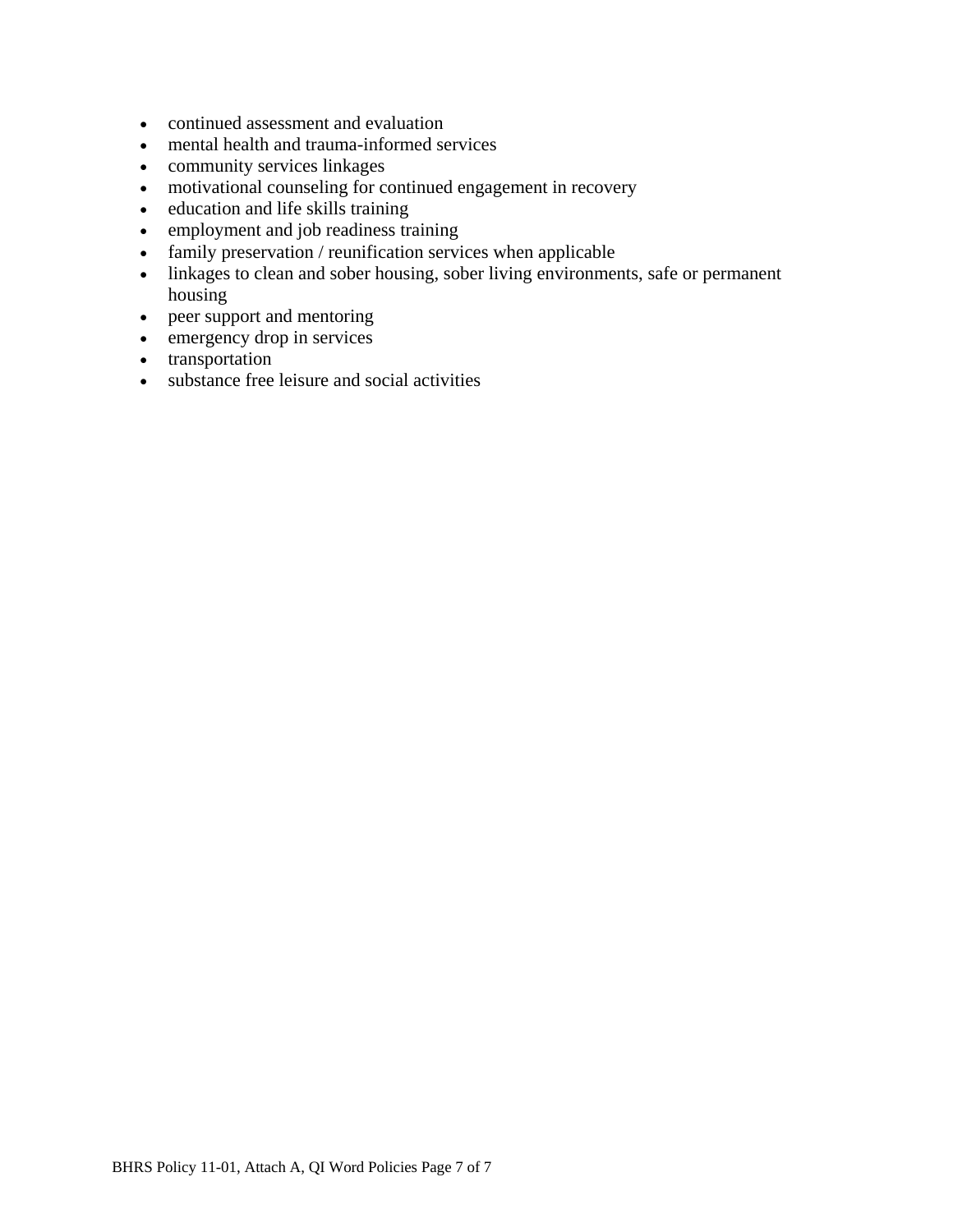- continued assessment and evaluation
- mental health and trauma-informed services
- community services linkages
- motivational counseling for continued engagement in recovery
- education and life skills training
- employment and job readiness training
- family preservation / reunification services when applicable
- linkages to clean and sober housing, sober living environments, safe or permanent housing
- peer support and mentoring
- emergency drop in services
- transportation
- substance free leisure and social activities